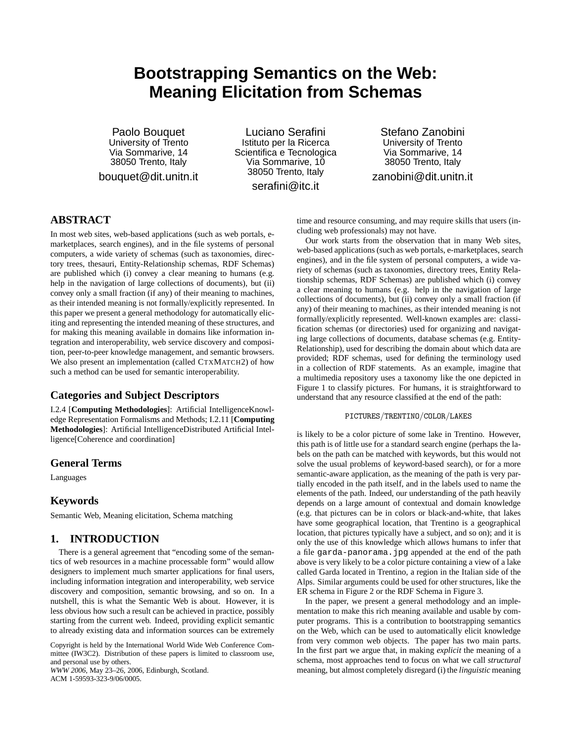# Bootstrapping Semantics on the Web: Meaning Elicitation from Schemas

Paolo Bouquet
University of Trento
Via Sommarive, 14
38050 Trento, Italy
bouquet@dit.unitn.it

Luciano Serafini
Istituto per la Ricerca Scientifica e Tecnologica
Via Sommarive, 10
38050 Trento, Italy
serafini@itc.it

Stefano Zanobini
University of Trento
Via Sommarive, 14
38050 Trento, Italy
zanobini@dit.unitn.it

## ABSTRACT

In most web sites, web-based applications (such as web portals, e-marketplaces, search engines), and in the file systems of personal computers, a wide variety of schemas (such as taxonomies, directory trees, thesauri, Entity-Relationship schemas, RDF Schemas) are published which (i) convey a clear meaning to humans (e.g. help in the navigation of large collections of documents), but (ii) convey only a small fraction (if any) of their meaning to machines, as their intended meaning is not formally/explicitly represented. In this paper we present a general methodology for automatically eliciting and representing the intended meaning of these structures, and for making this meaning available in domains like information integration and interoperability, web service discovery and composition, peer-to-peer knowledge management, and semantic browsers. We also present an implementation (called CTXMATCH2) of how such a method can be used for semantic interoperability.

## Categories and Subject Descriptors

I.2.4 [**Computing Methodologies**]: Artificial IntelligenceKnowledge Representation Formalisms and Methods; I.2.11 [**Computing Methodologies**]: Artificial IntelligenceDistributed Artificial Intelligence[Coherence and coordination]

## General Terms

Languages

## Keywords

Semantic Web, Meaning elicitation, Schema matching

## 1. INTRODUCTION

There is a general agreement that "encoding some of the semantics of web resources in a machine processable form" would allow designers to implement much smarter applications for final users, including information integration and interoperability, web service discovery and composition, semantic browsing, and so on. In a nutshell, this is what the Semantic Web is about. However, it is less obvious how such a result can be achieved in practice, possibly starting from the current web. Indeed, providing explicit semantic to already existing data and information sources can be extremely time and resource consuming, and may require skills that users (including web professionals) may not have.

Our work starts from the observation that in many Web sites, web-based applications (such as web portals, e-marketplaces, search engines), and in the file system of personal computers, a wide variety of schemas (such as taxonomies, directory trees, Entity Relationship schemas, RDF Schemas) are published which (i) convey a clear meaning to humans (e.g. help in the navigation of large collections of documents), but (ii) convey only a small fraction (if any) of their meaning to machines, as their intended meaning is not formally/explicitly represented. Well-known examples are: classification schemas (or directories) used for organizing and navigating large collections of documents, database schemas (e.g. Entity-Relationship), used for describing the domain about which data are provided; RDF schemas, used for defining the terminology used in a collection of RDF statements. As an example, imagine that a multimedia repository uses a taxonomy like the one depicted in Figure 1 to classify pictures. For humans, it is straightforward to understand that any resource classified at the end of the path:

```
PICTURES/TRENTINO/COLOR/LAKES
```

is likely to be a color picture of some lake in Trentino. However, this path is of little use for a standard search engine (perhaps the labels on the path can be matched with keywords, but this would not solve the usual problems of keyword-based search), or for a more semantic-aware application, as the meaning of the path is very partially encoded in the path itself, and in the labels used to name the elements of the path. Indeed, our understanding of the path heavily depends on a large amount of contextual and domain knowledge (e.g. that pictures can be in colors or black-and-white, that lakes have some geographical location, that Trentino is a geographical location, that pictures typically have a subject, and so on); and it is only the use of this knowledge which allows humans to infer that a file `garda-panorama.jpg` appended at the end of the path above is very likely to be a color picture containing a view of a lake called Garda located in Trentino, a region in the Italian side of the Alps. Similar arguments could be used for other structures, like the ER schema in Figure 2 or the RDF Schema in Figure 3.

In the paper, we present a general methodology and an implementation to make this rich meaning available and usable by computer programs. This is a contribution to bootstrapping semantics on the Web, which can be used to automatically elicit knowledge from very common web objects. The paper has two main parts. In the first part we argue that, in making *explicit* the meaning of a schema, most approaches tend to focus on what we call *structural* meaning, but almost completely disregard (i) the *linguistic* meaning

Copyright is held by the International World Wide Web Conference Committee (IW3C2). Distribution of these papers is limited to classroom use, and personal use by others.
*WWW 2006*, May 23–26, 2006, Edinburgh, Scotland.
ACM 1-59593-323-9/06/0005.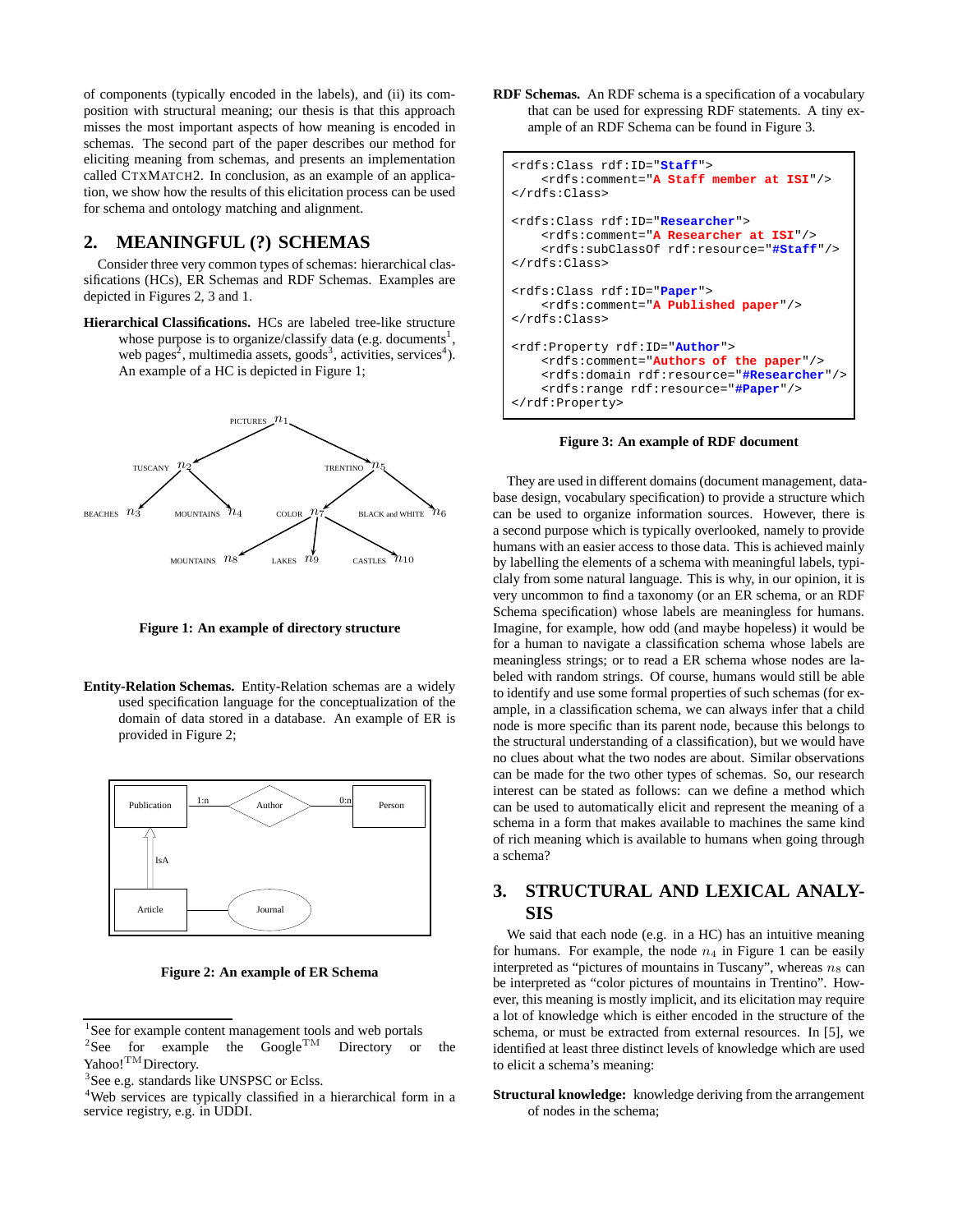of components (typically encoded in the labels), and (ii) its composition with structural meaning; our thesis is that this approach misses the most important aspects of how meaning is encoded in schemas. The second part of the paper describes our method for eliciting meaning from schemas, and presents an implementation called CTXMATCH2. In conclusion, as an example of an application, we show how the results of this elicitation process can be used for schema and ontology matching and alignment.

## 2. MEANINGFUL (?) SCHEMAS

Consider three very common types of schemas: hierarchical classifications (HCs), ER Schemas and RDF Schemas. Examples are depicted in Figures 2, 3 and 1.

**Hierarchical Classifications.** HCs are labeled tree-like structure whose purpose is to organize/classify data (e.g. documents[1], web pages[2], multimedia assets, goods[3], activities, services[4]). An example of a HC is depicted in Figure 1;

PICTURES $n_1$
TUSCANY $n_2$
TRENTINO $n_5$
BEACHES $n_3$
MOUNTAINS $n_4$
COLOR $n_7$
BLACK and WHITE $n_6$
MOUNTAINS $n_8$
LAKES $n_9$
CASTLES $n_{10}$

**Figure 1: An example of directory structure**

**Entity-Relation Schemas.** Entity-Relation schemas are a widely used specification language for the conceptualization of the domain of data stored in a database. An example of ER is provided in Figure 2;

Publication
1:n
Author
0:n
Person
IsA
Article
Journal

**Figure 2: An example of ER Schema**

**RDF Schemas.** An RDF schema is a specification of a vocabulary that can be used for expressing RDF statements. A tiny example of an RDF Schema can be found in Figure 3.

```
<rdfs:Class rdf:ID="Staff">
    <rdfs:comment="A Staff member at ISI"/>
</rdfs:Class>

<rdfs:Class rdf:ID="Researcher">
    <rdfs:comment="A Researcher at ISI"/>
    <rdfs:subClassOf rdf:resource="#Staff"/>
</rdfs:Class>

<rdfs:Class rdf:ID="Paper">
    <rdfs:comment="A Published paper"/>
</rdfs:Class>

<rdf:Property rdf:ID="Author">
    <rdfs:comment="Authors of the paper"/>
    <rdfs:domain rdf:resource="#Researcher"/>
    <rdfs:range rdf:resource="#Paper"/>
</rdf:Property>
```

**Figure 3: An example of RDF document**

They are used in different domains (document management, database design, vocabulary specification) to provide a structure which can be used to organize information sources. However, there is a second purpose which is typically overlooked, namely to provide humans with an easier access to those data. This is achieved mainly by labelling the elements of a schema with meaningful labels, typiclaly from some natural language. This is why, in our opinion, it is very uncommon to find a taxonomy (or an ER schema, or an RDF Schema specification) whose labels are meaningless for humans. Imagine, for example, how odd (and maybe hopeless) it would be for a human to navigate a classification schema whose labels are meaningless strings; or to read a ER schema whose nodes are labeled with random strings. Of course, humans would still be able to identify and use some formal properties of such schemas (for example, in a classification schema, we can always infer that a child node is more specific than its parent node, because this belongs to the structural understanding of a classification), but we would have no clues about what the two nodes are about. Similar observations can be made for the two other types of schemas. So, our research interest can be stated as follows: can we define a method which can be used to automatically elicit and represent the meaning of a schema in a form that makes available to machines the same kind of rich meaning which is available to humans when going through a schema?

## 3. STRUCTURAL AND LEXICAL ANALYSIS

We said that each node (e.g. in a HC) has an intuitive meaning for humans. For example, the node $n_4$ in Figure 1 can be easily interpreted as "pictures of mountains in Tuscany", whereas $n_8$ can be interpreted as "color pictures of mountains in Trentino". However, this meaning is mostly implicit, and its elicitation may require a lot of knowledge which is either encoded in the structure of the schema, or must be extracted from external resources. In [5], we identified at least three distinct levels of knowledge which are used to elicit a schema's meaning:

**Structural knowledge:** knowledge deriving from the arrangement of nodes in the schema;

[1]See for example content management tools and web portals
[2]See for example the Google™ Directory or the Yahoo!™ Directory.
[3]See e.g. standards like UNSPSC or Eclss.
[4]Web services are typically classified in a hierarchical form in a service registry, e.g. in UDDI.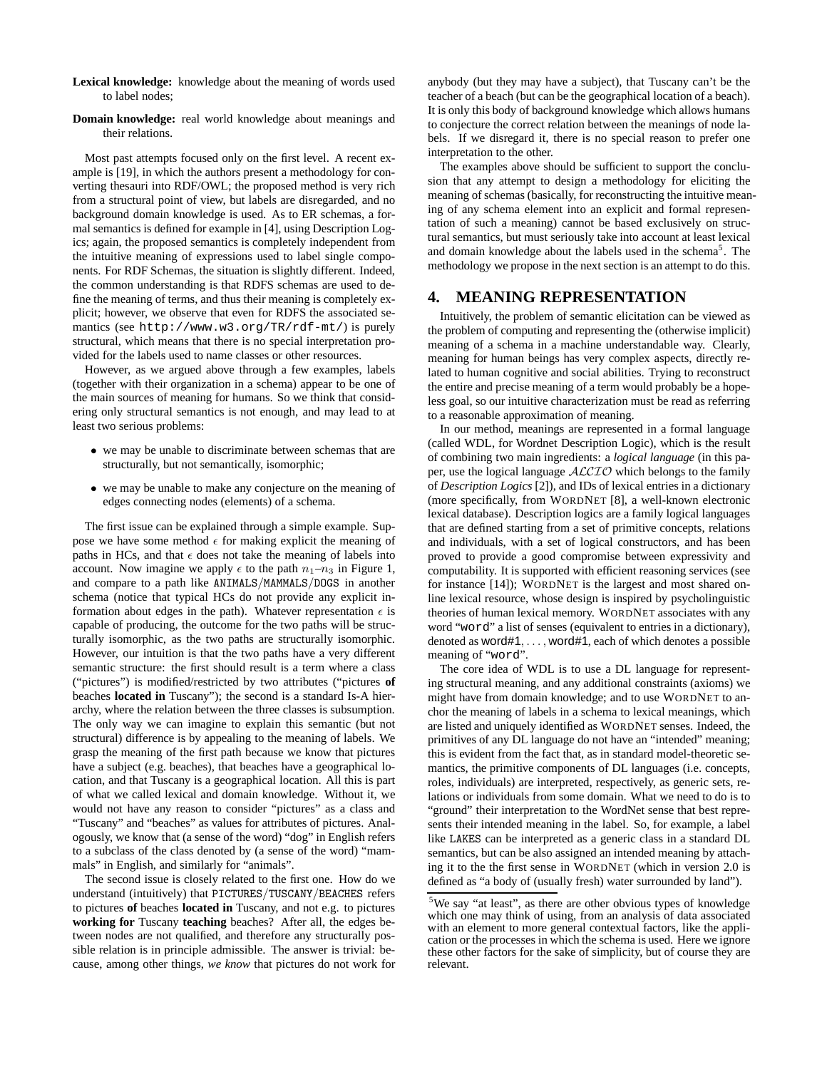**Lexical knowledge:** knowledge about the meaning of words used to label nodes;

**Domain knowledge:** real world knowledge about meanings and their relations.

Most past attempts focused only on the first level. A recent example is [19], in which the authors present a methodology for converting thesauri into RDF/OWL; the proposed method is very rich from a structural point of view, but labels are disregarded, and no background domain knowledge is used. As to ER schemas, a formal semantics is defined for example in [4], using Description Logics; again, the proposed semantics is completely independent from the intuitive meaning of expressions used to label single components. For RDF Schemas, the situation is slightly different. Indeed, the common understanding is that RDFS schemas are used to define the meaning of terms, and thus their meaning is completely explicit; however, we observe that even for RDFS the associated semantics (see `http://www.w3.org/TR/rdf-mt/`) is purely structural, which means that there is no special interpretation provided for the labels used to name classes or other resources.

However, as we argued above through a few examples, labels (together with their organization in a schema) appear to be one of the main sources of meaning for humans. So we think that considering only structural semantics is not enough, and may lead to at least two serious problems:

- we may be unable to discriminate between schemas that are structurally, but not semantically, isomorphic;
- we may be unable to make any conjecture on the meaning of edges connecting nodes (elements) of a schema.

The first issue can be explained through a simple example. Suppose we have some method $\epsilon$ for making explicit the meaning of paths in HCs, and that $\epsilon$ does not take the meaning of labels into account. Now imagine we apply $\epsilon$ to the path $n_1$–$n_3$ in Figure 1, and compare to a path like ANIMALS/MAMMALS/DOGS in another schema (notice that typical HCs do not provide any explicit information about edges in the path). Whatever representation $\epsilon$ is capable of producing, the outcome for the two paths will be structurally isomorphic, as the two paths are structurally isomorphic. However, our intuition is that the two paths have a very different semantic structure: the first should result is a term where a class ("pictures") is modified/restricted by two attributes ("pictures **of** beaches **located in** Tuscany"); the second is a standard Is-A hierarchy, where the relation between the three classes is subsumption. The only way we can imagine to explain this semantic (but not structural) difference is by appealing to the meaning of labels. We grasp the meaning of the first path because we know that pictures have a subject (e.g. beaches), that beaches have a geographical location, and that Tuscany is a geographical location. All this is part of what we called lexical and domain knowledge. Without it, we would not have any reason to consider "pictures" as a class and "Tuscany" and "beaches" as values for attributes of pictures. Analogously, we know that (a sense of the word) "dog" in English refers to a subclass of the class denoted by (a sense of the word) "mammals" in English, and similarly for "animals".

The second issue is closely related to the first one. How do we understand (intuitively) that PICTURES/TUSCANY/BEACHES refers to pictures **of** beaches **located in** Tuscany, and not e.g. to pictures **working for** Tuscany **teaching** beaches? After all, the edges between nodes are not qualified, and therefore any structurally possible relation is in principle admissible. The answer is trivial: because, among other things, *we know* that pictures do not work for anybody (but they may have a subject), that Tuscany can't be the teacher of a beach (but can be the geographical location of a beach). It is only this body of background knowledge which allows humans to conjecture the correct relation between the meanings of node labels. If we disregard it, there is no special reason to prefer one interpretation to the other.

The examples above should be sufficient to support the conclusion that any attempt to design a methodology for eliciting the meaning of schemas (basically, for reconstructing the intuitive meaning of any schema element into an explicit and formal representation of such a meaning) cannot be based exclusively on structural semantics, but must seriously take into account at least lexical and domain knowledge about the labels used in the schema[5]. The methodology we propose in the next section is an attempt to do this.

# 4. MEANING REPRESENTATION

Intuitively, the problem of semantic elicitation can be viewed as the problem of computing and representing the (otherwise implicit) meaning of a schema in a machine understandable way. Clearly, meaning for human beings has very complex aspects, directly related to human cognitive and social abilities. Trying to reconstruct the entire and precise meaning of a term would probably be a hopeless goal, so our intuitive characterization must be read as referring to a reasonable approximation of meaning.

In our method, meanings are represented in a formal language (called WDL, for Wordnet Description Logic), which is the result of combining two main ingredients: a *logical language* (in this paper, use the logical language $\mathcal{ALCIO}$ which belongs to the family of *Description Logics* [2]), and IDs of lexical entries in a dictionary (more specifically, from WordNet [8], a well-known electronic lexical database). Description logics are a family logical languages that are defined starting from a set of primitive concepts, relations and individuals, with a set of logical constructors, and has been proved to provide a good compromise between expressivity and computability. It is supported with efficient reasoning services (see for instance [14]); WordNet is the largest and most shared online lexical resource, whose design is inspired by psycholinguistic theories of human lexical memory. WordNet associates with any word "`word`" a list of senses (equivalent to entries in a dictionary), denoted as word#1, ..., word#1, each of which denotes a possible meaning of "`word`".

The core idea of WDL is to use a DL language for representing structural meaning, and any additional constraints (axioms) we might have from domain knowledge; and to use WordNet to anchor the meaning of labels in a schema to lexical meanings, which are listed and uniquely identified as WordNet senses. Indeed, the primitives of any DL language do not have an "intended" meaning; this is evident from the fact that, as in standard model-theoretic semantics, the primitive components of DL languages (i.e. concepts, roles, individuals) are interpreted, respectively, as generic sets, relations or individuals from some domain. What we need to do is to "ground" their interpretation to the WordNet sense that best represents their intended meaning in the label. So, for example, a label like LAKES can be interpreted as a generic class in a standard DL semantics, but can be also assigned an intended meaning by attaching it to the the first sense in WordNet (which in version 2.0 is defined as "a body of (usually fresh) water surrounded by land").

[5] We say "at least", as there are other obvious types of knowledge which one may think of using, from an analysis of data associated with an element to more general contextual factors, like the application or the processes in which the schema is used. Here we ignore these other factors for the sake of simplicity, but of course they are relevant.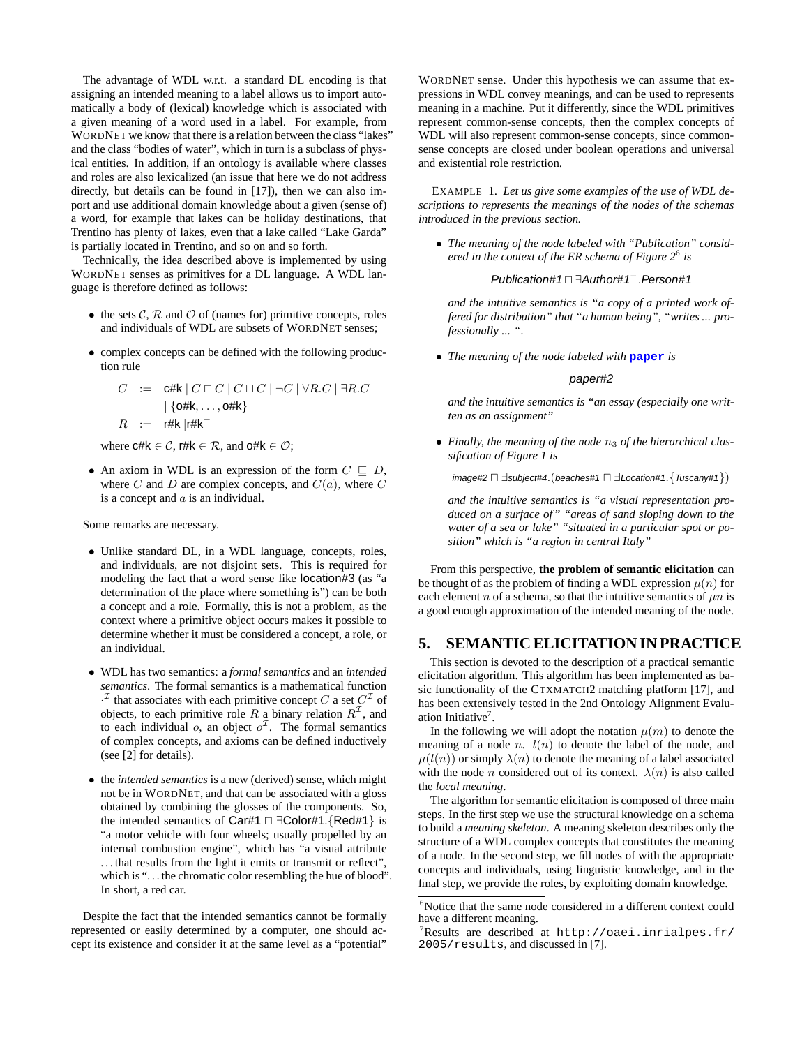The advantage of WDL w.r.t. a standard DL encoding is that assigning an intended meaning to a label allows us to import automatically a body of (lexical) knowledge which is associated with a given meaning of a word used in a label. For example, from WORDNET we know that there is a relation between the class "lakes" and the class "bodies of water", which in turn is a subclass of physical entities. In addition, if an ontology is available where classes and roles are also lexicalized (an issue that here we do not address directly, but details can be found in [17]), then we can also import and use additional domain knowledge about a given (sense of) a word, for example that lakes can be holiday destinations, that Trentino has plenty of lakes, even that a lake called "Lake Garda" is partially located in Trentino, and so on and so forth.

Technically, the idea described above is implemented by using WORDNET senses as primitives for a DL language. A WDL language is therefore defined as follows:

- the sets $\mathcal{C}$, $\mathcal{R}$ and $\mathcal{O}$ of (names for) primitive concepts, roles and individuals of WDL are subsets of WORDNET senses;
- complex concepts can be defined with the following production rule

$$
\begin{aligned}
C \quad &:= \quad \mathsf{c\#k} \mid C \sqcap C \mid C \sqcup C \mid \neg C \mid \forall R.C \mid \exists R.C \\
& \quad\;\; \mid \{\mathsf{o\#k}, \ldots, \mathsf{o\#k}\} \\
R \quad &:= \quad \mathsf{r\#k} \mid \mathsf{r\#k}^{-}
\end{aligned}
$$

  where $\mathsf{c\#k} \in \mathcal{C}$, $\mathsf{r\#k} \in \mathcal{R}$, and $\mathsf{o\#k} \in \mathcal{O}$;
- An axiom in WDL is an expression of the form $C \sqsubseteq D$, where $C$ and $D$ are complex concepts, and $C(a)$, where $C$ is a concept and $a$ is an individual.

Some remarks are necessary.

- Unlike standard DL, in a WDL language, concepts, roles, and individuals, are not disjoint sets. This is required for modeling the fact that a word sense like location#3 (as "a determination of the place where something is") can be both a concept and a role. Formally, this is not a problem, as the context where a primitive object occurs makes it possible to determine whether it must be considered a concept, a role, or an individual.
- WDL has two semantics: a *formal semantics* and an *intended semantics*. The formal semantics is a mathematical function $\cdot^{\mathcal{I}}$ that associates with each primitive concept $C$ a set $C^{\mathcal{I}}$ of objects, to each primitive role $R$ a binary relation $R^{\mathcal{I}}$, and to each individual $o$, an object $o^{\mathcal{I}}$. The formal semantics of complex concepts, and axioms can be defined inductively (see [2] for details).
- the *intended semantics* is a new (derived) sense, which might not be in WORDNET, and that can be associated with a gloss obtained by combining the glosses of the components. So, the intended semantics of $\mathsf{Car\#1} \sqcap \exists \mathsf{Color\#1}.\{\mathsf{Red\#1}\}$ is "a motor vehicle with four wheels; usually propelled by an internal combustion engine", which has "a visual attribute …that results from the light it emits or transmit or reflect", which is "…the chromatic color resembling the hue of blood". In short, a red car.

Despite the fact that the intended semantics cannot be formally represented or easily determined by a computer, one should accept its existence and consider it at the same level as a "potential" WORDNET sense. Under this hypothesis we can assume that expressions in WDL convey meanings, and can be used to represents meaning in a machine. Put it differently, since the WDL primitives represent common-sense concepts, then the complex concepts of WDL will also represent common-sense concepts, since common-sense concepts are closed under boolean operations and universal and existential role restriction.

EXAMPLE 1. *Let us give some examples of the use of WDL descriptions to represents the meanings of the nodes of the schemas introduced in the previous section.*

- *The meaning of the node labeled with "Publication" considered in the context of the ER schema of Figure 2*[6] *is*

$$\mathit{Publication\#1} \sqcap \exists \mathit{Author\#1}^{-}.\mathit{Person\#1}$$

  *and the intuitive semantics is "a copy of a printed work offered for distribution" that "a human being", "writes ... professionally ... ".*
- *The meaning of the node labeled with* **paper** *is*

$$\mathit{paper\#2}$$

  *and the intuitive semantics is "an essay (especially one written as an assignment"*
- *Finally, the meaning of the node $n_3$ of the hierarchical classification of Figure 1 is*

$$\mathit{image\#2} \sqcap \exists \mathit{subject\#4}.(\mathit{beaches\#1} \sqcap \exists \mathit{Location\#1}^{-}.\{\mathit{Tuscany\#1}\})$$

  *and the intuitive semantics is "a visual representation produced on a surface of" "areas of sand sloping down to the water of a sea or lake" "situated in a particular spot or position" which is "a region in central Italy"*

From this perspective, **the problem of semantic elicitation** can be thought of as the problem of finding a WDL expression $\mu(n)$ for each element $n$ of a schema, so that the intuitive semantics of $\mu n$ is a good enough approximation of the intended meaning of the node.

## 5. SEMANTIC ELICITATION IN PRACTICE

This section is devoted to the description of a practical semantic elicitation algorithm. This algorithm has been implemented as basic functionality of the CTXMATCH2 matching platform [17], and has been extensively tested in the 2nd Ontology Alignment Evaluation Initiative[7].

In the following we will adopt the notation $\mu(m)$ to denote the meaning of a node $n$. $l(n)$ to denote the label of the node, and $\mu(l(n))$ or simply $\lambda(n)$ to denote the meaning of a label associated with the node $n$ considered out of its context. $\lambda(n)$ is also called the *local meaning*.

The algorithm for semantic elicitation is composed of three main steps. In the first step we use the structural knowledge on a schema to build a *meaning skeleton*. A meaning skeleton describes only the structure of a WDL complex concepts that constitutes the meaning of a node. In the second step, we fill nodes of with the appropriate concepts and individuals, using linguistic knowledge, and in the final step, we provide the roles, by exploiting domain knowledge.

[6]Notice that the same node considered in a different context could have a different meaning.

[7]Results are described at `http://oaei.inrialpes.fr/2005/results`, and discussed in [7].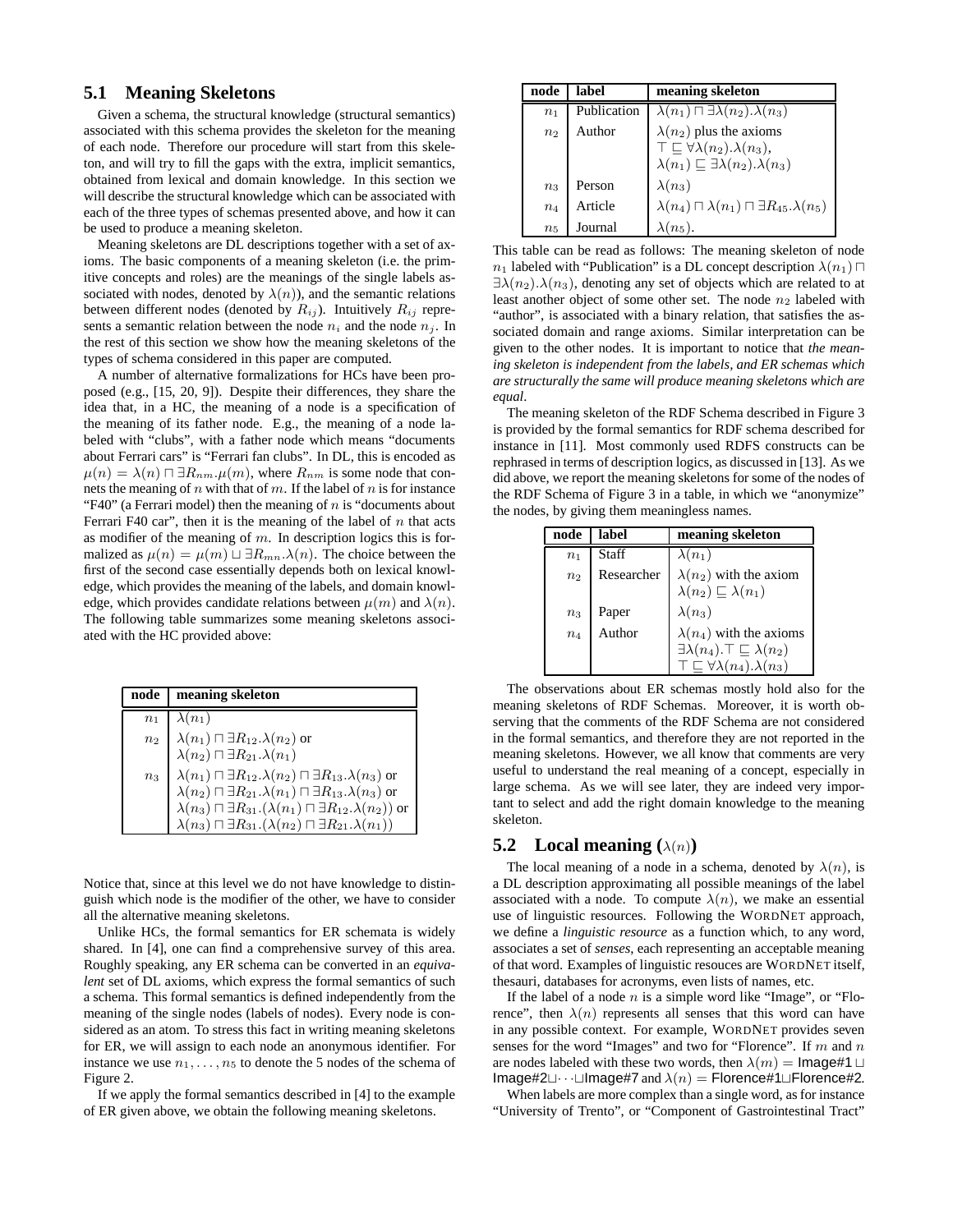## 5.1 Meaning Skeletons

Given a schema, the structural knowledge (structural semantics) associated with this schema provides the skeleton for the meaning of each node. Therefore our procedure will start from this skeleton, and will try to fill the gaps with the extra, implicit semantics, obtained from lexical and domain knowledge. In this section we will describe the structural knowledge which can be associated with each of the three types of schemas presented above, and how it can be used to produce a meaning skeleton.

Meaning skeletons are DL descriptions together with a set of axioms. The basic components of a meaning skeleton (i.e. the primitive concepts and roles) are the meanings of the single labels associated with nodes, denoted by $\lambda(n)$), and the semantic relations between different nodes (denoted by $R_{ij}$). Intuitively $R_{ij}$ represents a semantic relation between the node $n_i$ and the node $n_j$. In the rest of this section we show how the meaning skeletons of the types of schema considered in this paper are computed.

A number of alternative formalizations for HCs have been proposed (e.g., [15, 20, 9]). Despite their differences, they share the idea that, in a HC, the meaning of a node is a specification of the meaning of its father node. E.g., the meaning of a node labeled with "clubs", with a father node which means "documents about Ferrari cars" is "Ferrari fan clubs". In DL, this is encoded as $\mu(n) = \lambda(n) \sqcap \exists R_{nm}.\mu(m)$, where $R_{nm}$ is some node that connets the meaning of $n$ with that of $m$. If the label of $n$ is for instance "F40" (a Ferrari model) then the meaning of $n$ is "documents about Ferrari F40 car", then it is the meaning of the label of $n$ that acts as modifier of the meaning of $m$. In description logics this is formalized as $\mu(n) = \mu(m) \sqcup \exists R_{mn}.\lambda(n)$. The choice between the first of the second case essentially depends both on lexical knowledge, which provides the meaning of the labels, and domain knowledge, which provides candidate relations between $\mu(m)$ and $\lambda(n)$. The following table summarizes some meaning skeletons associated with the HC provided above:

| node | meaning skeleton |
|---|---|
| $n_1$ | $\lambda(n_1)$ |
| $n_2$ | $\lambda(n_1) \sqcap \exists R_{12}.\lambda(n_2)$ or<br>$\lambda(n_2) \sqcap \exists R_{21}.\lambda(n_1)$ |
| $n_3$ | $\lambda(n_1) \sqcap \exists R_{12}.\lambda(n_2) \sqcap \exists R_{13}.\lambda(n_3)$ or<br>$\lambda(n_2) \sqcap \exists R_{21}.\lambda(n_1) \sqcap \exists R_{13}.\lambda(n_3)$ or<br>$\lambda(n_3) \sqcap \exists R_{31}.(\lambda(n_1) \sqcap \exists R_{12}.\lambda(n_2))$ or<br>$\lambda(n_3) \sqcap \exists R_{31}.(\lambda(n_2) \sqcap \exists R_{21}.\lambda(n_1))$ |

Notice that, since at this level we do not have knowledge to distinguish which node is the modifier of the other, we have to consider all the alternative meaning skeletons.

Unlike HCs, the formal semantics for ER schemata is widely shared. In [4], one can find a comprehensive survey of this area. Roughly speaking, any ER schema can be converted in an *equivalent* set of DL axioms, which express the formal semantics of such a schema. This formal semantics is defined independently from the meaning of the single nodes (labels of nodes). Every node is considered as an atom. To stress this fact in writing meaning skeletons for ER, we will assign to each node an anonymous identifier. For instance we use $n_1, \ldots, n_5$ to denote the 5 nodes of the schema of Figure 2.

If we apply the formal semantics described in [4] to the example of ER given above, we obtain the following meaning skeletons.

| node | label | meaning skeleton |
|---|---|---|
| $n_1$ | Publication | $\lambda(n_1) \sqcap \exists\lambda(n_2).\lambda(n_3)$ |
| $n_2$ | Author | $\lambda(n_2)$ plus the axioms<br>$\top \sqsubseteq \forall\lambda(n_2).\lambda(n_3)$,<br>$\lambda(n_1) \sqsubseteq \exists\lambda(n_2).\lambda(n_3)$ |
| $n_3$ | Person | $\lambda(n_3)$ |
| $n_4$ | Article | $\lambda(n_4) \sqcap \lambda(n_1) \sqcap \exists R_{45}.\lambda(n_5)$ |
| $n_5$ | Journal | $\lambda(n_5)$. |

This table can be read as follows: The meaning skeleton of node $n_1$ labeled with "Publication" is a DL concept description $\lambda(n_1) \sqcap \exists\lambda(n_2).\lambda(n_3)$, denoting any set of objects which are related to at least another object of some other set. The node $n_2$ labeled with "author", is associated with a binary relation, that satisfies the associated domain and range axioms. Similar interpretation can be given to the other nodes. It is important to notice that *the meaning skeleton is independent from the labels, and ER schemas which are structurally the same will produce meaning skeletons which are equal*.

The meaning skeleton of the RDF Schema described in Figure 3 is provided by the formal semantics for RDF schema described for instance in [11]. Most commonly used RDFS constructs can be rephrased in terms of description logics, as discussed in [13]. As we did above, we report the meaning skeletons for some of the nodes of the RDF Schema of Figure 3 in a table, in which we "anonymize" the nodes, by giving them meaningless names.

| node | label | meaning skeleton |
|---|---|---|
| $n_1$ | Staff | $\lambda(n_1)$ |
| $n_2$ | Researcher | $\lambda(n_2)$ with the axiom<br>$\lambda(n_2) \sqsubseteq \lambda(n_1)$ |
| $n_3$ | Paper | $\lambda(n_3)$ |
| $n_4$ | Author | $\lambda(n_4)$ with the axioms<br>$\exists\lambda(n_4).\top \sqsubseteq \lambda(n_2)$<br>$\top \sqsubseteq \forall\lambda(n_4).\lambda(n_3)$ |

The observations about ER schemas mostly hold also for the meaning skeletons of RDF Schemas. Moreover, it is worth observing that the comments of the RDF Schema are not considered in the formal semantics, and therefore they are not reported in the meaning skeletons. However, we all know that comments are very useful to understand the real meaning of a concept, especially in large schema. As we will see later, they are indeed very important to select and add the right domain knowledge to the meaning skeleton.

## 5.2 Local meaning ($\lambda(n)$)

The local meaning of a node in a schema, denoted by $\lambda(n)$, is a DL description approximating all possible meanings of the label associated with a node. To compute $\lambda(n)$, we make an essential use of linguistic resources. Following the WORDNET approach, we define a *linguistic resource* as a function which, to any word, associates a set of *senses*, each representing an acceptable meaning of that word. Examples of linguistic resouces are WORDNET itself, thesauri, databases for acronyms, even lists of names, etc.

If the label of a node $n$ is a simple word like "Image", or "Florence", then $\lambda(n)$ represents all senses that this word can have in any possible context. For example, WORDNET provides seven senses for the word "Images" and two for "Florence". If $m$ and $n$ are nodes labeled with these two words, then $\lambda(m) = \text{Image\#1} \sqcup \text{Image\#2} \sqcup \cdots \sqcup \text{Image\#7}$ and $\lambda(n) = \text{Florence\#1} \sqcup \text{Florence\#2}$.

When labels are more complex than a single word, as for instance "University of Trento", or "Component of Gastrointestinal Tract"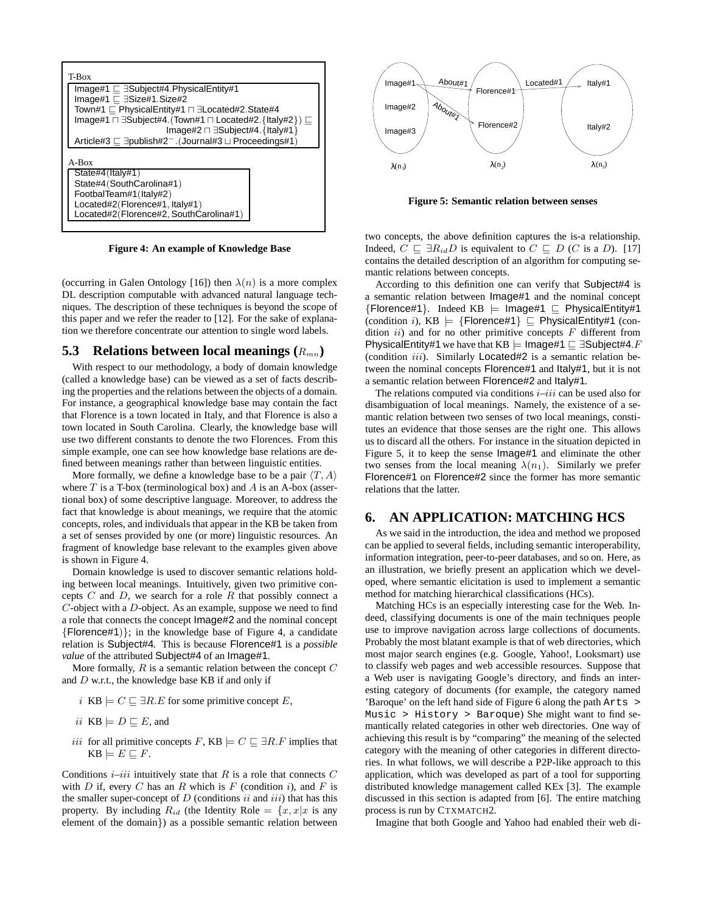T-Box

Image#1 $\sqsubseteq$ $\exists$Subject#4.PhysicalEntity#1
Image#1 $\sqsubseteq$ $\exists$Size#1.Size#2
Town#1 $\sqsubseteq$ PhysicalEntity#1 $\sqcap$ $\exists$Located#2.State#4
Image#1 $\sqcap$ $\exists$Subject#4.(Town#1 $\sqcap$ Located#2.{Italy#2}) $\sqsubseteq$ Image#2 $\sqcap$ $\exists$Subject#4.{Italy#1}
Article#3 $\sqsubseteq$ $\exists$publish#2$^-$.(Journal#3 $\sqcup$ Proceedings#1)

A-Box

State#4(Italy#1)
State#4(SouthCarolina#1)
FootbalTeam#1(Italy#2)
Located#2(Florence#1, Italy#1)
Located#2(Florence#2, SouthCarolina#1)

**Figure 4: An example of Knowledge Base**

(occurring in Galen Ontology [16]) then $\lambda(n)$ is a more complex DL description computable with advanced natural language techniques. The description of these techniques is beyond the scope of this paper and we refer the reader to [12]. For the sake of explanation we therefore concentrate our attention to single word labels.

## 5.3 Relations between local meanings ($R_{mn}$)

With respect to our methodology, a body of domain knowledge (called a knowledge base) can be viewed as a set of facts describing the properties and the relations between the objects of a domain. For instance, a geographical knowledge base may contain the fact that Florence is a town located in Italy, and that Florence is also a town located in South Carolina. Clearly, the knowledge base will use two different constants to denote the two Florences. From this simple example, one can see how knowledge base relations are defined between meanings rather than between linguistic entities.

More formally, we define a knowledge base to be a pair $\langle T, A\rangle$ where $T$ is a T-box (terminological box) and $A$ is an A-box (assertional box) of some descriptive language. Moreover, to address the fact that knowledge is about meanings, we require that the atomic concepts, roles, and individuals that appear in the KB be taken from a set of senses provided by one (or more) linguistic resources. An fragment of knowledge base relevant to the examples given above is shown in Figure 4.

Domain knowledge is used to discover semantic relations holding between local meanings. Intuitively, given two primitive concepts $C$ and $D$, we search for a role $R$ that possibly connect a $C$-object with a $D$-object. As an example, suppose we need to find a role that connects the concept Image#2 and the nominal concept {Florence#1)}; in the knowledge base of Figure 4, a candidate relation is Subject#4. This is because Florence#1 is a *possible value* of the attributed Subject#4 of an Image#1.

More formally, $R$ is a semantic relation between the concept $C$ and $D$ w.r.t., the knowledge base KB if and only if

- $i$ KB $\models C \sqsubseteq \exists R.E$ for some primitive concept $E$,
- $ii$ KB $\models D \sqsubseteq E$, and
- $iii$ for all primitive concepts $F$, KB $\models C \sqsubseteq \exists R.F$ implies that KB $\models E \sqsubseteq F$.

Conditions $i$–$iii$ intuitively state that $R$ is a role that connects $C$ with $D$ if, every $C$ has an $R$ which is $F$ (condition $i$), and $F$ is the smaller super-concept of $D$ (conditions $ii$ and $iii$) that has this property. By including $R_{id}$ (the Identity Role $= \{x, x|x$ is any element of the domain$\}$) as a possible semantic relation between

Image#1 —About#1→ Florence#1 —Located#1→ Italy#1; Image#1 —About#1→ Florence#2; Image#2, Image#3, Italy#2; $\lambda(n_1)$, $\lambda(n_2)$, $\lambda(n_3)$

**Figure 5: Semantic relation between senses**

two concepts, the above definition captures the is-a relationship. Indeed, $C \sqsubseteq \exists R_{id} D$ is equivalent to $C \sqsubseteq D$ ($C$ is a $D$). [17] contains the detailed description of an algorithm for computing semantic relations between concepts.

According to this definition one can verify that Subject#4 is a semantic relation between Image#1 and the nominal concept {Florence#1}. Indeed KB $\models$ Image#1 $\sqsubseteq$ PhysicalEntity#1 (condition $i$), KB $\models$ {Florence#1} $\sqsubseteq$ PhysicalEntity#1 (condition $ii$) and for no other primitive concepts $F$ different from PhysicalEntity#1 we have that KB $\models$ Image#1 $\sqsubseteq$ $\exists$Subject#4.$F$ (condition $iii$). Similarly Located#2 is a semantic relation between the nominal concepts Florence#1 and Italy#1, but it is not a semantic relation between Florence#2 and Italy#1.

The relations computed via conditions $i$–$iii$ can be used also for disambiguation of local meanings. Namely, the existence of a semantic relation between two senses of two local meanings, constitutes an evidence that those senses are the right one. This allows us to discard all the others. For instance in the situation depicted in Figure 5, it to keep the sense Image#1 and eliminate the other two senses from the local meaning $\lambda(n_1)$. Similarly we prefer Florence#1 on Florence#2 since the former has more semantic relations that the latter.

# 6. AN APPLICATION: MATCHING HCS

As we said in the introduction, the idea and method we proposed can be applied to several fields, including semantic interoperability, information integration, peer-to-peer databases, and so on. Here, as an illustration, we briefly present an application which we developed, where semantic elicitation is used to implement a semantic method for matching hierarchical classifications (HCs).

Matching HCs is an especially interesting case for the Web. Indeed, classifying documents is one of the main techniques people use to improve navigation across large collections of documents. Probably the most blatant example is that of web directories, which most major search engines (e.g. Google, Yahoo!, Looksmart) use to classify web pages and web accessible resources. Suppose that a Web user is navigating Google's directory, and finds an interesting category of documents (for example, the category named 'Baroque' on the left hand side of Figure 6 along the path `Arts > Music > History > Baroque`) She might want to find semantically related categories in other web directories. One way of achieving this result is by "comparing" the meaning of the selected category with the meaning of other categories in different directories. In what follows, we will describe a P2P-like approach to this application, which was developed as part of a tool for supporting distributed knowledge management called KEx [3]. The example discussed in this section is adapted from [6]. The entire matching process is run by CTXMATCH2.

Imagine that both Google and Yahoo had enabled their web di-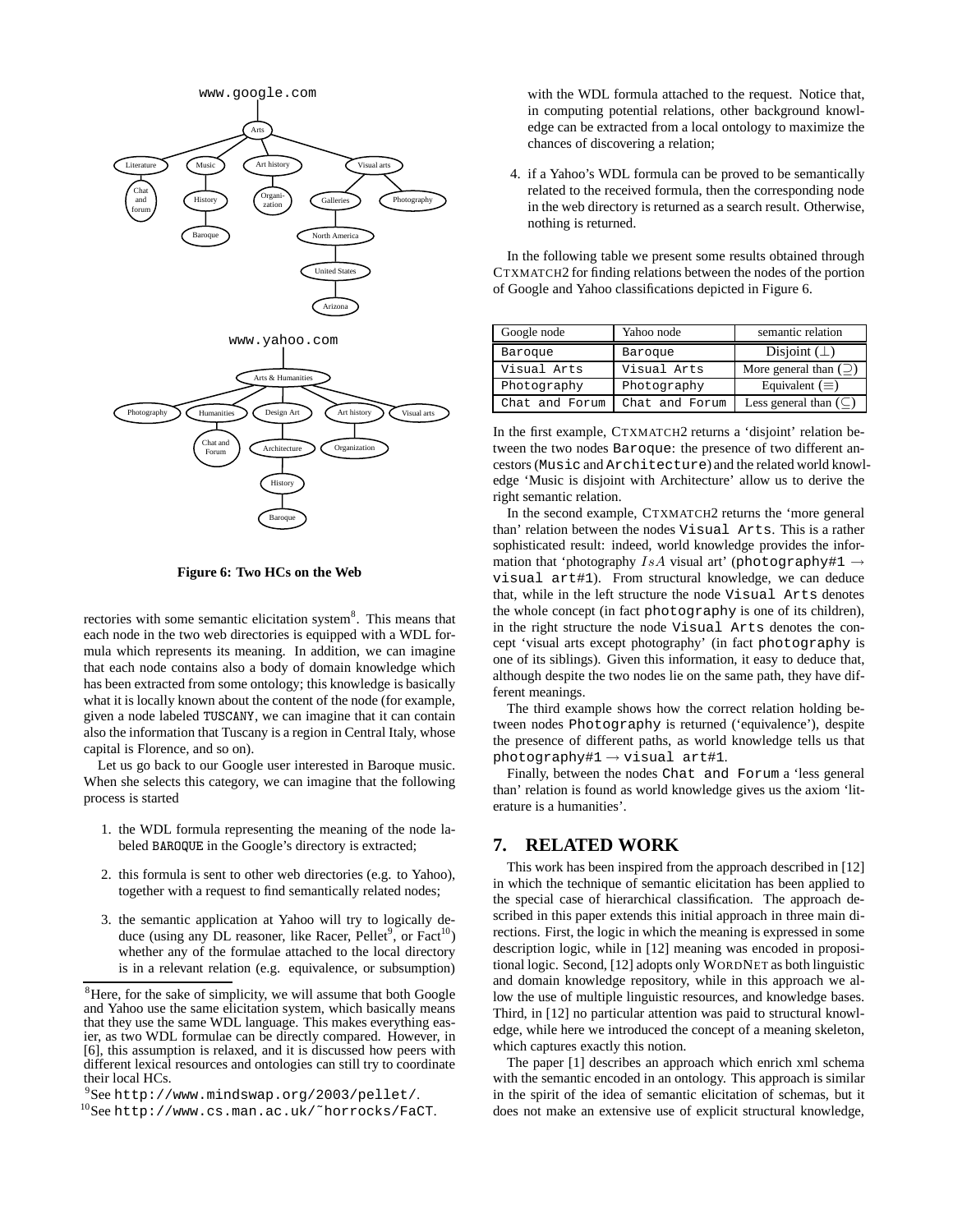Figure 6: Two HCs on the Web

rectories with some semantic elicitation system[8]. This means that each node in the two web directories is equipped with a WDL formula which represents its meaning. In addition, we can imagine that each node contains also a body of domain knowledge which has been extracted from some ontology; this knowledge is basically what it is locally known about the content of the node (for example, given a node labeled TUSCANY, we can imagine that it can contain also the information that Tuscany is a region in Central Italy, whose capital is Florence, and so on).

Let us go back to our Google user interested in Baroque music. When she selects this category, we can imagine that the following process is started

1. the WDL formula representing the meaning of the node labeled BAROQUE in the Google's directory is extracted;
2. this formula is sent to other web directories (e.g. to Yahoo), together with a request to find semantically related nodes;
3. the semantic application at Yahoo will try to logically deduce (using any DL reasoner, like Racer, Pellet[9], or Fact[10]) whether any of the formulae attached to the local directory is in a relevant relation (e.g. equivalence, or subsumption) with the WDL formula attached to the request. Notice that, in computing potential relations, other background knowledge can be extracted from a local ontology to maximize the chances of discovering a relation;
4. if a Yahoo's WDL formula can be proved to be semantically related to the received formula, then the corresponding node in the web directory is returned as a search result. Otherwise, nothing is returned.

In the following table we present some results obtained through CTXMATCH2 for finding relations between the nodes of the portion of Google and Yahoo classifications depicted in Figure 6.

| Google node | Yahoo node | semantic relation |
|---|---|---|
| Baroque | Baroque | Disjoint ($\perp$) |
| Visual Arts | Visual Arts | More general than ($\supseteq$) |
| Photography | Photography | Equivalent ($\equiv$) |
| Chat and Forum | Chat and Forum | Less general than ($\subseteq$) |

In the first example, CTXMATCH2 returns a 'disjoint' relation between the two nodes Baroque: the presence of two different ancestors (Music and Architecture) and the related world knowledge 'Music is disjoint with Architecture' allow us to derive the right semantic relation.

In the second example, CTXMATCH2 returns the 'more general than' relation between the nodes Visual Arts. This is a rather sophisticated result: indeed, world knowledge provides the information that 'photography $IsA$ visual art' (photography#1 $\rightarrow$ visual art#1). From structural knowledge, we can deduce that, while in the left structure the node Visual Arts denotes the whole concept (in fact photography is one of its children), in the right structure the node Visual Arts denotes the concept 'visual arts except photography' (in fact photography is one of its siblings). Given this information, it easy to deduce that, although despite the two nodes lie on the same path, they have different meanings.

The third example shows how the correct relation holding between nodes Photography is returned ('equivalence'), despite the presence of different paths, as world knowledge tells us that photography#1 $\rightarrow$ visual art#1.

Finally, between the nodes Chat and Forum a 'less general than' relation is found as world knowledge gives us the axiom 'literature is a humanities'.

## 7. RELATED WORK

This work has been inspired from the approach described in [12] in which the technique of semantic elicitation has been applied to the special case of hierarchical classification. The approach described in this paper extends this initial approach in three main directions. First, the logic in which the meaning is expressed in some description logic, while in [12] meaning was encoded in propositional logic. Second, [12] adopts only WORDNET as both linguistic and domain knowledge repository, while in this approach we allow the use of multiple linguistic resources, and knowledge bases. Third, in [12] no particular attention was paid to structural knowledge, while here we introduced the concept of a meaning skeleton, which captures exactly this notion.

The paper [1] describes an approach which enrich xml schema with the semantic encoded in an ontology. This approach is similar in the spirit of the idea of semantic elicitation of schemas, but it does not make an extensive use of explicit structural knowledge,

[8] Here, for the sake of simplicity, we will assume that both Google and Yahoo use the same elicitation system, which basically means that they use the same WDL language. This makes everything easier, as two WDL formulae can be directly compared. However, in [6], this assumption is relaxed, and it is discussed how peers with different lexical resources and ontologies can still try to coordinate their local HCs.

[9] See http://www.mindswap.org/2003/pellet/.

[10] See http://www.cs.man.ac.uk/~horrocks/FaCT.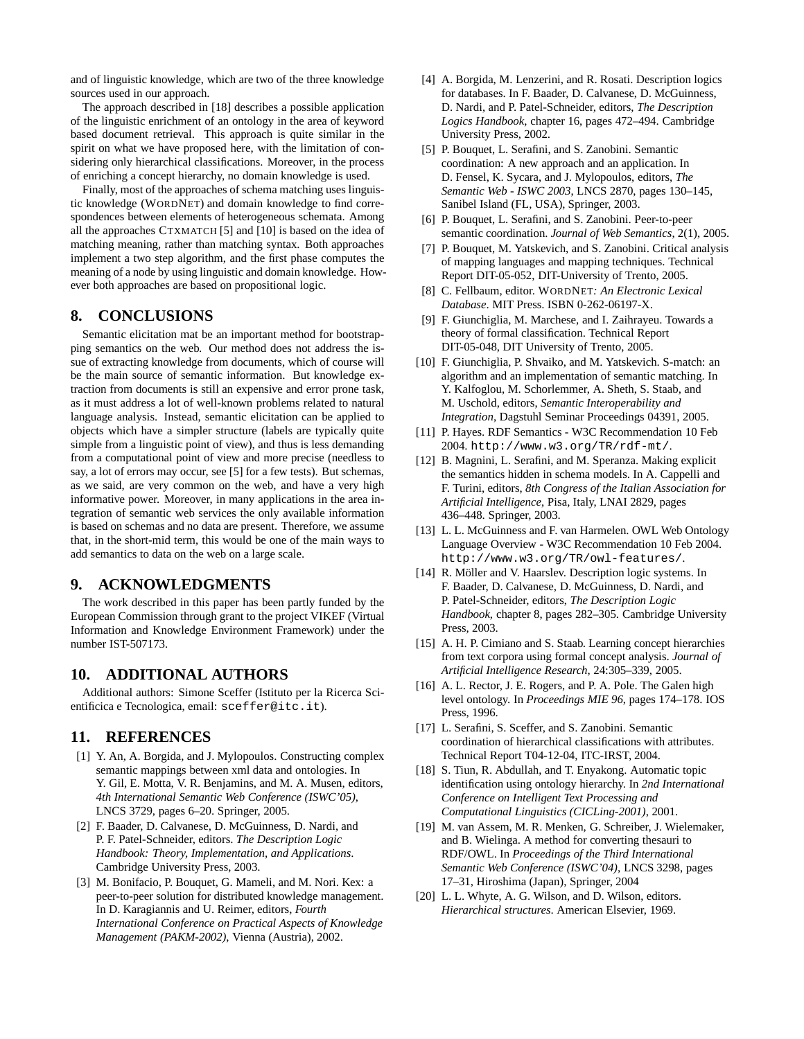and of linguistic knowledge, which are two of the three knowledge sources used in our approach.

The approach described in [18] describes a possible application of the linguistic enrichment of an ontology in the area of keyword based document retrieval. This approach is quite similar in the spirit on what we have proposed here, with the limitation of considering only hierarchical classifications. Moreover, in the process of enriching a concept hierarchy, no domain knowledge is used.

Finally, most of the approaches of schema matching uses linguistic knowledge (WORDNET) and domain knowledge to find correspondences between elements of heterogeneous schemata. Among all the approaches CTXMATCH [5] and [10] is based on the idea of matching meaning, rather than matching syntax. Both approaches implement a two step algorithm, and the first phase computes the meaning of a node by using linguistic and domain knowledge. However both approaches are based on propositional logic.

## 8. CONCLUSIONS

Semantic elicitation mat be an important method for bootstrapping semantics on the web. Our method does not address the issue of extracting knowledge from documents, which of course will be the main source of semantic information. But knowledge extraction from documents is still an expensive and error prone task, as it must address a lot of well-known problems related to natural language analysis. Instead, semantic elicitation can be applied to objects which have a simpler structure (labels are typically quite simple from a linguistic point of view), and thus is less demanding from a computational point of view and more precise (needless to say, a lot of errors may occur, see [5] for a few tests). But schemas, as we said, are very common on the web, and have a very high informative power. Moreover, in many applications in the area integration of semantic web services the only available information is based on schemas and no data are present. Therefore, we assume that, in the short-mid term, this would be one of the main ways to add semantics to data on the web on a large scale.

## 9. ACKNOWLEDGMENTS

The work described in this paper has been partly funded by the European Commission through grant to the project VIKEF (Virtual Information and Knowledge Environment Framework) under the number IST-507173.

## 10. ADDITIONAL AUTHORS

Additional authors: Simone Sceffer (Istituto per la Ricerca Scientificica e Tecnologica, email: sceffer@itc.it).

## 11. REFERENCES

[1] Y. An, A. Borgida, and J. Mylopoulos. Constructing complex semantic mappings between xml data and ontologies. In Y. Gil, E. Motta, V. R. Benjamins, and M. A. Musen, editors, *4th International Semantic Web Conference (ISWC'05)*, LNCS 3729, pages 6–20. Springer, 2005.

[2] F. Baader, D. Calvanese, D. McGuinness, D. Nardi, and P. F. Patel-Schneider, editors. *The Description Logic Handbook: Theory, Implementation, and Applications*. Cambridge University Press, 2003.

[3] M. Bonifacio, P. Bouquet, G. Mameli, and M. Nori. Kex: a peer-to-peer solution for distributed knowledge management. In D. Karagiannis and U. Reimer, editors, *Fourth International Conference on Practical Aspects of Knowledge Management (PAKM-2002)*, Vienna (Austria), 2002.

[4] A. Borgida, M. Lenzerini, and R. Rosati. Description logics for databases. In F. Baader, D. Calvanese, D. McGuinness, D. Nardi, and P. Patel-Schneider, editors, *The Description Logics Handbook*, chapter 16, pages 472–494. Cambridge University Press, 2002.

[5] P. Bouquet, L. Serafini, and S. Zanobini. Semantic coordination: A new approach and an application. In D. Fensel, K. Sycara, and J. Mylopoulos, editors, *The Semantic Web - ISWC 2003*, LNCS 2870, pages 130–145, Sanibel Island (FL, USA), Springer, 2003.

[6] P. Bouquet, L. Serafini, and S. Zanobini. Peer-to-peer semantic coordination. *Journal of Web Semantics*, 2(1), 2005.

[7] P. Bouquet, M. Yatskevich, and S. Zanobini. Critical analysis of mapping languages and mapping techniques. Technical Report DIT-05-052, DIT-University of Trento, 2005.

[8] C. Fellbaum, editor. *WORDNET: An Electronic Lexical Database*. MIT Press. ISBN 0-262-06197-X.

[9] F. Giunchiglia, M. Marchese, and I. Zaihrayeu. Towards a theory of formal classification. Technical Report DIT-05-048, DIT University of Trento, 2005.

[10] F. Giunchiglia, P. Shvaiko, and M. Yatskevich. S-match: an algorithm and an implementation of semantic matching. In Y. Kalfoglou, M. Schorlemmer, A. Sheth, S. Staab, and M. Uschold, editors, *Semantic Interoperability and Integration*, Dagstuhl Seminar Proceedings 04391, 2005.

[11] P. Hayes. RDF Semantics - W3C Recommendation 10 Feb 2004. http://www.w3.org/TR/rdf-mt/.

[12] B. Magnini, L. Serafini, and M. Speranza. Making explicit the semantics hidden in schema models. In A. Cappelli and F. Turini, editors, *8th Congress of the Italian Association for Artificial Intelligence*, Pisa, Italy, LNAI 2829, pages 436–448. Springer, 2003.

[13] L. L. McGuinness and F. van Harmelen. OWL Web Ontology Language Overview - W3C Recommendation 10 Feb 2004. http://www.w3.org/TR/owl-features/.

[14] R. Möller and V. Haarslev. Description logic systems. In F. Baader, D. Calvanese, D. McGuinness, D. Nardi, and P. Patel-Schneider, editors, *The Description Logic Handbook*, chapter 8, pages 282–305. Cambridge University Press, 2003.

[15] A. H. P. Cimiano and S. Staab. Learning concept hierarchies from text corpora using formal concept analysis. *Journal of Artificial Intelligence Research*, 24:305–339, 2005.

[16] A. L. Rector, J. E. Rogers, and P. A. Pole. The Galen high level ontology. In *Proceedings MIE 96*, pages 174–178. IOS Press, 1996.

[17] L. Serafini, S. Sceffer, and S. Zanobini. Semantic coordination of hierarchical classifications with attributes. Technical Report T04-12-04, ITC-IRST, 2004.

[18] S. Tiun, R. Abdullah, and T. Enyakong. Automatic topic identification using ontology hierarchy. In *2nd International Conference on Intelligent Text Processing and Computational Linguistics (CICLing-2001)*, 2001.

[19] M. van Assem, M. R. Menken, G. Schreiber, J. Wielemaker, and B. Wielinga. A method for converting thesauri to RDF/OWL. In *Proceedings of the Third International Semantic Web Conference (ISWC'04)*, LNCS 3298, pages 17–31, Hiroshima (Japan), Springer, 2004

[20] L. L. Whyte, A. G. Wilson, and D. Wilson, editors. *Hierarchical structures*. American Elsevier, 1969.